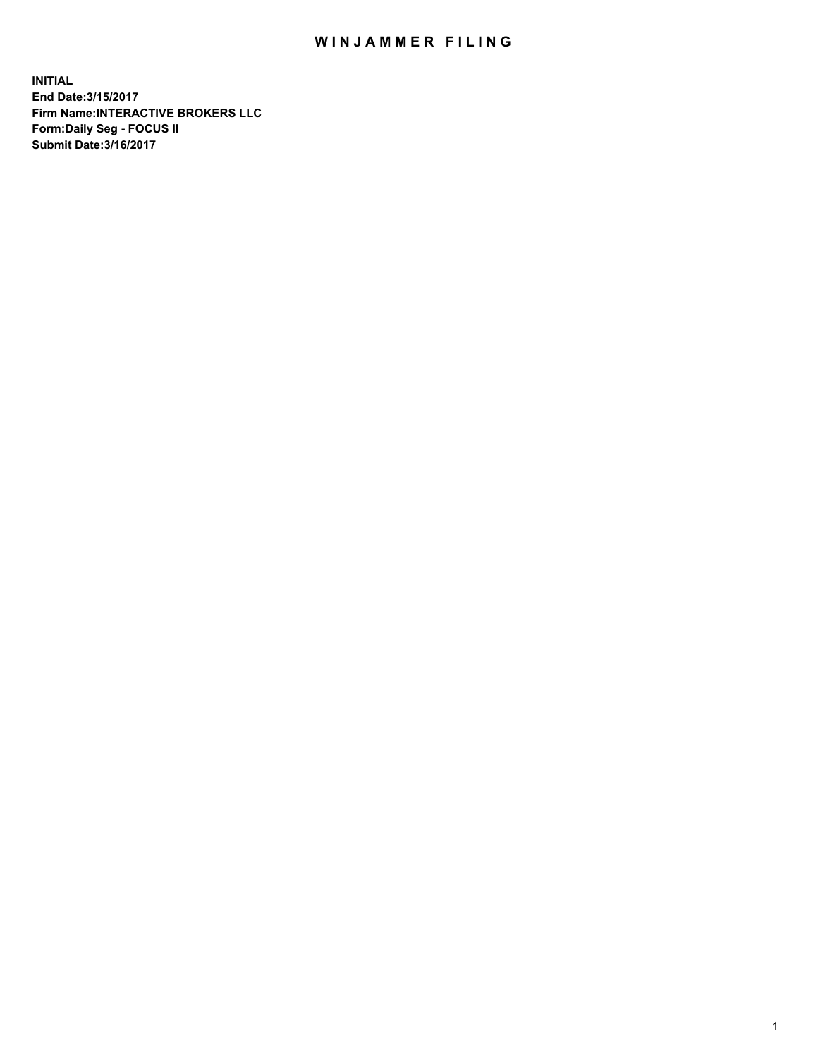# WINJAMMER FILING

**INITIAL**
**End Date:3/15/2017**
**Firm Name:INTERACTIVE BROKERS LLC**
**Form:Daily Seg - FOCUS II**
**Submit Date:3/16/2017**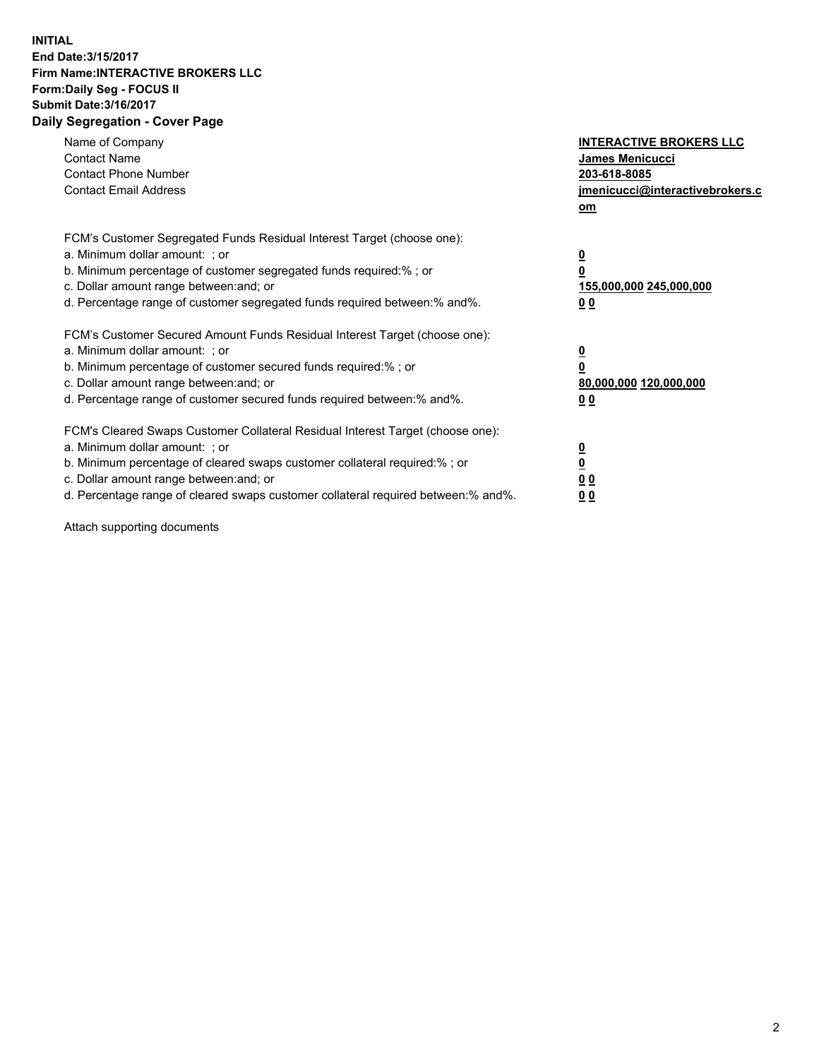**INITIAL**
**End Date:3/15/2017**
**Firm Name:INTERACTIVE BROKERS LLC**
**Form:Daily Seg - FOCUS II**
**Submit Date:3/16/2017**
**Daily Segregation - Cover Page**

| | |
|---|---|
| Name of Company | **INTERACTIVE BROKERS LLC** |
| Contact Name | **James Menicucci** |
| Contact Phone Number | **203-618-8085** |
| Contact Email Address | **jmenicucci@interactivebrokers.com** |

FCM's Customer Segregated Funds Residual Interest Target (choose one):

| | |
|---|---|
| a. Minimum dollar amount: ; or | **0** |
| b. Minimum percentage of customer segregated funds required:% ; or | **0** |
| c. Dollar amount range between:and; or | **155,000,000 245,000,000** |
| d. Percentage range of customer segregated funds required between:% and%. | **0 0** |

FCM's Customer Secured Amount Funds Residual Interest Target (choose one):

| | |
|---|---|
| a. Minimum dollar amount: ; or | **0** |
| b. Minimum percentage of customer secured funds required:% ; or | **0** |
| c. Dollar amount range between:and; or | **80,000,000 120,000,000** |
| d. Percentage range of customer secured funds required between:% and%. | **0 0** |

FCM's Cleared Swaps Customer Collateral Residual Interest Target (choose one):

| | |
|---|---|
| a. Minimum dollar amount: ; or | **0** |
| b. Minimum percentage of cleared swaps customer collateral required:% ; or | **0** |
| c. Dollar amount range between:and; or | **0 0** |
| d. Percentage range of cleared swaps customer collateral required between:% and%. | **0 0** |

Attach supporting documents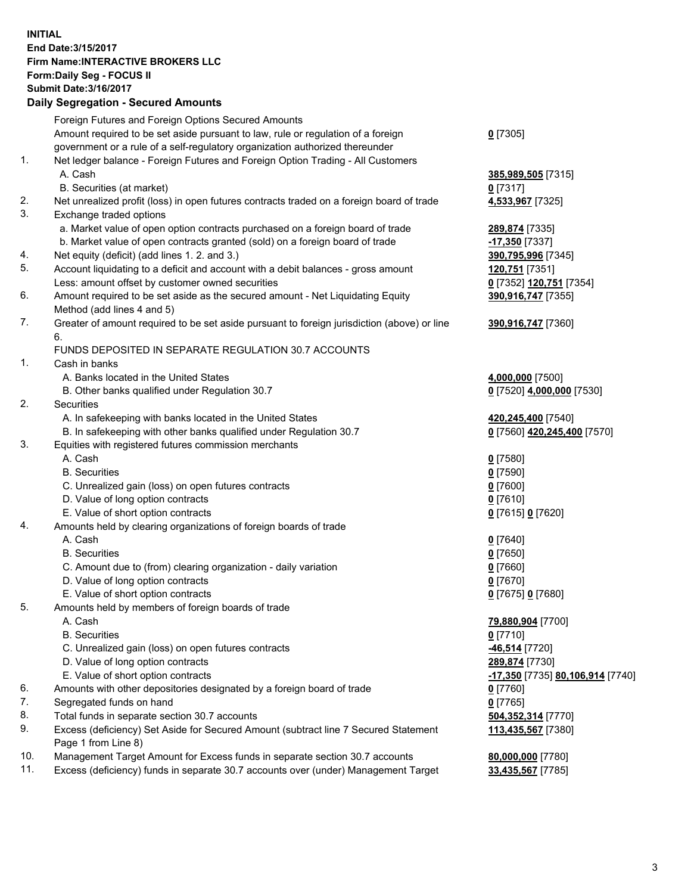**INITIAL**
**End Date:3/15/2017**
**Firm Name:INTERACTIVE BROKERS LLC**
**Form:Daily Seg - FOCUS II**
**Submit Date:3/16/2017**

**Daily Segregation - Secured Amounts**

| | | |
|---|---|---|
| | Foreign Futures and Foreign Options Secured Amounts | |
| | Amount required to be set aside pursuant to law, rule or regulation of a foreign government or a rule of a self-regulatory organization authorized thereunder | **0** [7305] |
| 1. | Net ledger balance - Foreign Futures and Foreign Option Trading - All Customers | |
| | A. Cash | **385,989,505** [7315] |
| | B. Securities (at market) | **0** [7317] |
| 2. | Net unrealized profit (loss) in open futures contracts traded on a foreign board of trade | **4,533,967** [7325] |
| 3. | Exchange traded options | |
| | a. Market value of open option contracts purchased on a foreign board of trade | **289,874** [7335] |
| | b. Market value of open contracts granted (sold) on a foreign board of trade | **-17,350** [7337] |
| 4. | Net equity (deficit) (add lines 1. 2. and 3.) | **390,795,996** [7345] |
| 5. | Account liquidating to a deficit and account with a debit balances - gross amount | **120,751** [7351] |
| | Less: amount offset by customer owned securities | **0** [7352] **120,751** [7354] |
| 6. | Amount required to be set aside as the secured amount - Net Liquidating Equity Method (add lines 4 and 5) | **390,916,747** [7355] |
| 7. | Greater of amount required to be set aside pursuant to foreign jurisdiction (above) or line 6. | **390,916,747** [7360] |
| | FUNDS DEPOSITED IN SEPARATE REGULATION 30.7 ACCOUNTS | |
| 1. | Cash in banks | |
| | A. Banks located in the United States | **4,000,000** [7500] |
| | B. Other banks qualified under Regulation 30.7 | **0** [7520] **4,000,000** [7530] |
| 2. | Securities | |
| | A. In safekeeping with banks located in the United States | **420,245,400** [7540] |
| | B. In safekeeping with other banks qualified under Regulation 30.7 | **0** [7560] **420,245,400** [7570] |
| 3. | Equities with registered futures commission merchants | |
| | A. Cash | **0** [7580] |
| | B. Securities | **0** [7590] |
| | C. Unrealized gain (loss) on open futures contracts | **0** [7600] |
| | D. Value of long option contracts | **0** [7610] |
| | E. Value of short option contracts | **0** [7615] **0** [7620] |
| 4. | Amounts held by clearing organizations of foreign boards of trade | |
| | A. Cash | **0** [7640] |
| | B. Securities | **0** [7650] |
| | C. Amount due to (from) clearing organization - daily variation | **0** [7660] |
| | D. Value of long option contracts | **0** [7670] |
| | E. Value of short option contracts | **0** [7675] **0** [7680] |
| 5. | Amounts held by members of foreign boards of trade | |
| | A. Cash | **79,880,904** [7700] |
| | B. Securities | **0** [7710] |
| | C. Unrealized gain (loss) on open futures contracts | **-46,514** [7720] |
| | D. Value of long option contracts | **289,874** [7730] |
| | E. Value of short option contracts | **-17,350** [7735] **80,106,914** [7740] |
| 6. | Amounts with other depositories designated by a foreign board of trade | **0** [7760] |
| 7. | Segregated funds on hand | **0** [7765] |
| 8. | Total funds in separate section 30.7 accounts | **504,352,314** [7770] |
| 9. | Excess (deficiency) Set Aside for Secured Amount (subtract line 7 Secured Statement Page 1 from Line 8) | **113,435,567** [7380] |
| 10. | Management Target Amount for Excess funds in separate section 30.7 accounts | **80,000,000** [7780] |
| 11. | Excess (deficiency) funds in separate 30.7 accounts over (under) Management Target | **33,435,567** [7785] |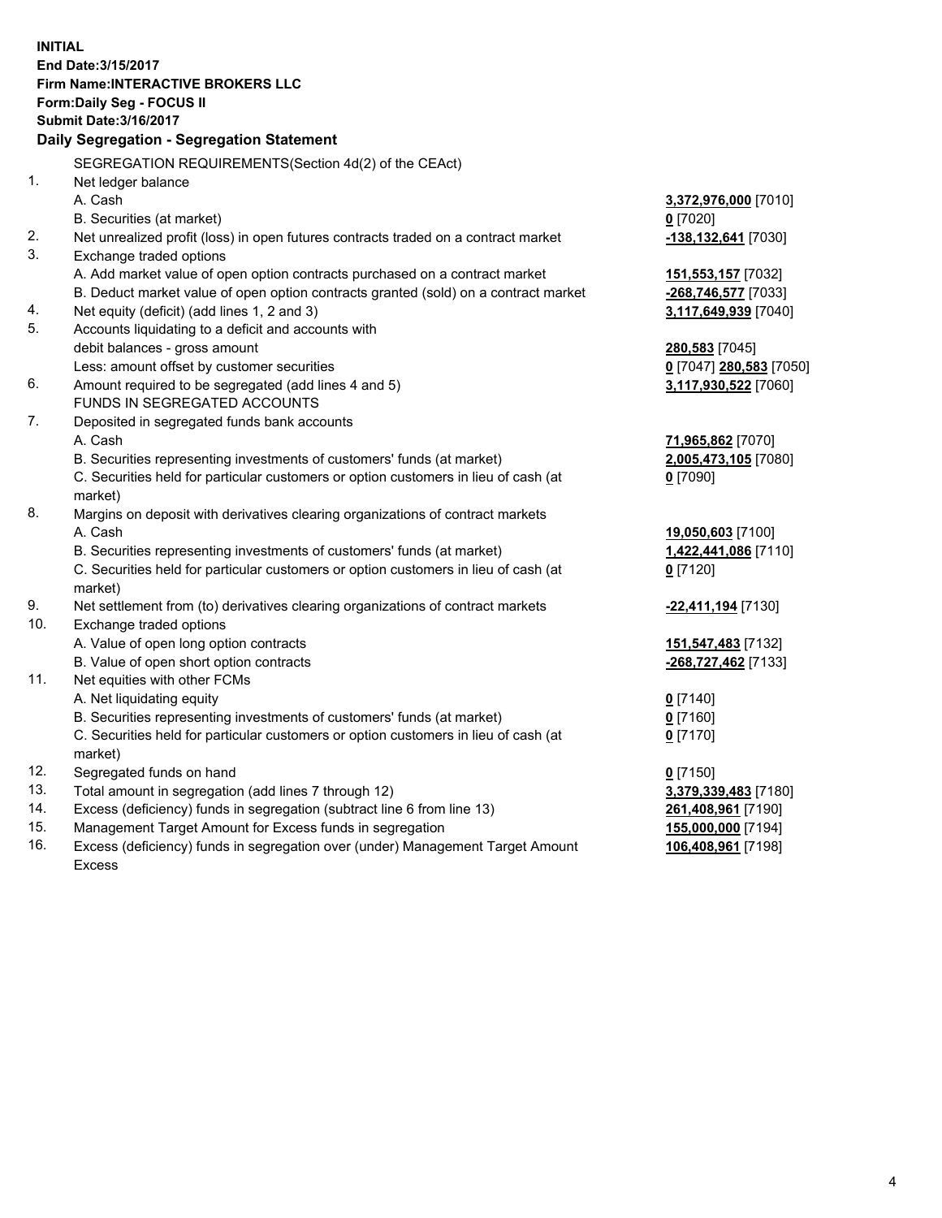**INITIAL**
**End Date:3/15/2017**
**Firm Name:INTERACTIVE BROKERS LLC**
**Form:Daily Seg - FOCUS II**
**Submit Date:3/16/2017**

## Daily Segregation - Segregation Statement

SEGREGATION REQUIREMENTS(Section 4d(2) of the CEAct)

| | | |
|---|---|---|
| 1. | Net ledger balance | |
| | A. Cash | **3,372,976,000** [7010] |
| | B. Securities (at market) | **0** [7020] |
| 2. | Net unrealized profit (loss) in open futures contracts traded on a contract market | **-138,132,641** [7030] |
| 3. | Exchange traded options | |
| | A. Add market value of open option contracts purchased on a contract market | **151,553,157** [7032] |
| | B. Deduct market value of open option contracts granted (sold) on a contract market | **-268,746,577** [7033] |
| 4. | Net equity (deficit) (add lines 1, 2 and 3) | **3,117,649,939** [7040] |
| 5. | Accounts liquidating to a deficit and accounts with | |
| | debit balances - gross amount | **280,583** [7045] |
| | Less: amount offset by customer securities | **0** [7047] **280,583** [7050] |
| 6. | Amount required to be segregated (add lines 4 and 5) | **3,117,930,522** [7060] |
| | FUNDS IN SEGREGATED ACCOUNTS | |
| 7. | Deposited in segregated funds bank accounts | |
| | A. Cash | **71,965,862** [7070] |
| | B. Securities representing investments of customers' funds (at market) | **2,005,473,105** [7080] |
| | C. Securities held for particular customers or option customers in lieu of cash (at market) | **0** [7090] |
| 8. | Margins on deposit with derivatives clearing organizations of contract markets | |
| | A. Cash | **19,050,603** [7100] |
| | B. Securities representing investments of customers' funds (at market) | **1,422,441,086** [7110] |
| | C. Securities held for particular customers or option customers in lieu of cash (at market) | **0** [7120] |
| 9. | Net settlement from (to) derivatives clearing organizations of contract markets | **-22,411,194** [7130] |
| 10. | Exchange traded options | |
| | A. Value of open long option contracts | **151,547,483** [7132] |
| | B. Value of open short option contracts | **-268,727,462** [7133] |
| 11. | Net equities with other FCMs | |
| | A. Net liquidating equity | **0** [7140] |
| | B. Securities representing investments of customers' funds (at market) | **0** [7160] |
| | C. Securities held for particular customers or option customers in lieu of cash (at market) | **0** [7170] |
| 12. | Segregated funds on hand | **0** [7150] |
| 13. | Total amount in segregation (add lines 7 through 12) | **3,379,339,483** [7180] |
| 14. | Excess (deficiency) funds in segregation (subtract line 6 from line 13) | **261,408,961** [7190] |
| 15. | Management Target Amount for Excess funds in segregation | **155,000,000** [7194] |
| 16. | Excess (deficiency) funds in segregation over (under) Management Target Amount Excess | **106,408,961** [7198] |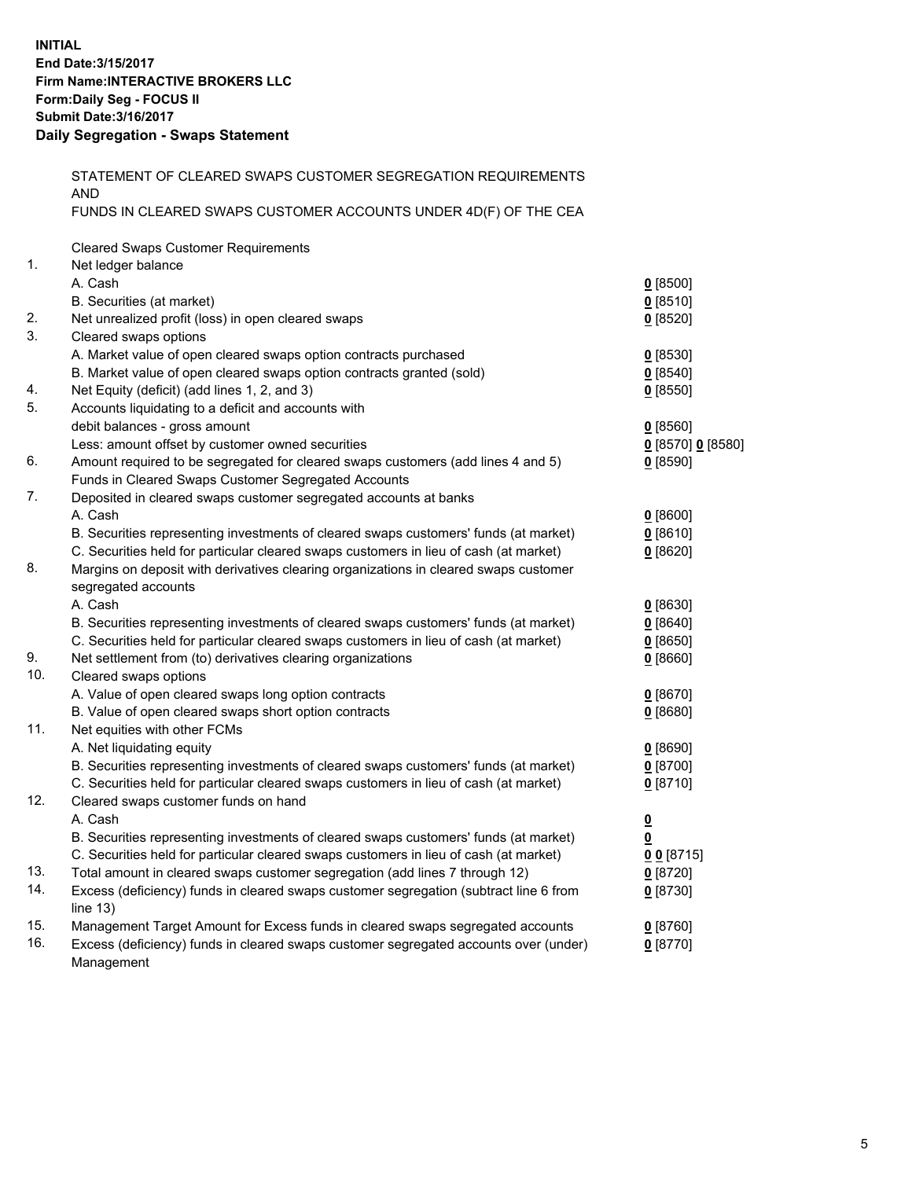**INITIAL**
**End Date:3/15/2017**
**Firm Name:INTERACTIVE BROKERS LLC**
**Form:Daily Seg - FOCUS II**
**Submit Date:3/16/2017**
**Daily Segregation - Swaps Statement**

STATEMENT OF CLEARED SWAPS CUSTOMER SEGREGATION REQUIREMENTS AND FUNDS IN CLEARED SWAPS CUSTOMER ACCOUNTS UNDER 4D(F) OF THE CEA

| | | |
|---|---|---|
| | Cleared Swaps Customer Requirements | |
| 1. | Net ledger balance | |
| | A. Cash | 0 [8500] |
| | B. Securities (at market) | 0 [8510] |
| 2. | Net unrealized profit (loss) in open cleared swaps | 0 [8520] |
| 3. | Cleared swaps options | |
| | A. Market value of open cleared swaps option contracts purchased | 0 [8530] |
| | B. Market value of open cleared swaps option contracts granted (sold) | 0 [8540] |
| 4. | Net Equity (deficit) (add lines 1, 2, and 3) | 0 [8550] |
| 5. | Accounts liquidating to a deficit and accounts with | |
| | debit balances - gross amount | 0 [8560] |
| | Less: amount offset by customer owned securities | 0 [8570] 0 [8580] |
| 6. | Amount required to be segregated for cleared swaps customers (add lines 4 and 5) | 0 [8590] |
| | Funds in Cleared Swaps Customer Segregated Accounts | |
| 7. | Deposited in cleared swaps customer segregated accounts at banks | |
| | A. Cash | 0 [8600] |
| | B. Securities representing investments of cleared swaps customers' funds (at market) | 0 [8610] |
| | C. Securities held for particular cleared swaps customers in lieu of cash (at market) | 0 [8620] |
| 8. | Margins on deposit with derivatives clearing organizations in cleared swaps customer segregated accounts | |
| | A. Cash | 0 [8630] |
| | B. Securities representing investments of cleared swaps customers' funds (at market) | 0 [8640] |
| | C. Securities held for particular cleared swaps customers in lieu of cash (at market) | 0 [8650] |
| 9. | Net settlement from (to) derivatives clearing organizations | 0 [8660] |
| 10. | Cleared swaps options | |
| | A. Value of open cleared swaps long option contracts | 0 [8670] |
| | B. Value of open cleared swaps short option contracts | 0 [8680] |
| 11. | Net equities with other FCMs | |
| | A. Net liquidating equity | 0 [8690] |
| | B. Securities representing investments of cleared swaps customers' funds (at market) | 0 [8700] |
| | C. Securities held for particular cleared swaps customers in lieu of cash (at market) | 0 [8710] |
| 12. | Cleared swaps customer funds on hand | |
| | A. Cash | 0 |
| | B. Securities representing investments of cleared swaps customers' funds (at market) | 0 |
| | C. Securities held for particular cleared swaps customers in lieu of cash (at market) | 0 0 [8715] |
| 13. | Total amount in cleared swaps customer segregation (add lines 7 through 12) | 0 [8720] |
| 14. | Excess (deficiency) funds in cleared swaps customer segregation (subtract line 6 from line 13) | 0 [8730] |
| 15. | Management Target Amount for Excess funds in cleared swaps segregated accounts | 0 [8760] |
| 16. | Excess (deficiency) funds in cleared swaps customer segregated accounts over (under) Management | 0 [8770] |